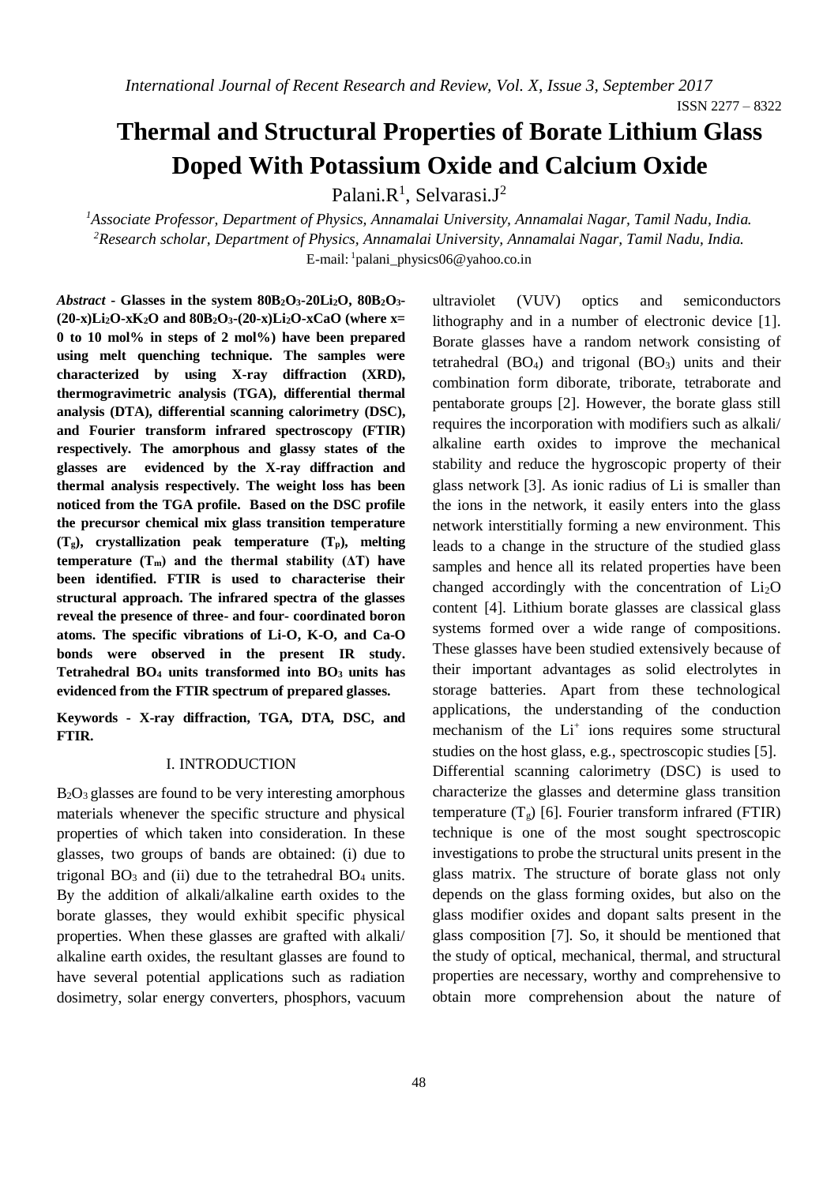ISSN 2277 – 8322

# Thermal and Structural Properties of Borate Lithium Glass Doped With Potassium Oxide and Calcium Oxide

Palani.R[1], Selvarasi.J[2]

[1]*Associate Professor, Department of Physics, Annamalai University, Annamalai Nagar, Tamil Nadu, India.*
[2]*Research scholar, Department of Physics, Annamalai University, Annamalai Nagar, Tamil Nadu, India.*
E-mail: [1]palani_physics06@yahoo.co.in

***Abstract*** **- Glasses in the system $80B_2O_3$-$20Li_2O$, $80B_2O_3$-(20-x)$Li_2O$-x$K_2O$ and $80B_2O_3$-(20-x)$Li_2O$-xCaO (where x= 0 to 10 mol% in steps of 2 mol%) have been prepared using melt quenching technique. The samples were characterized by using X-ray diffraction (XRD), thermogravimetric analysis (TGA), differential thermal analysis (DTA), differential scanning calorimetry (DSC), and Fourier transform infrared spectroscopy (FTIR) respectively. The amorphous and glassy states of the glasses are evidenced by the X-ray diffraction and thermal analysis respectively. The weight loss has been noticed from the TGA profile. Based on the DSC profile the precursor chemical mix glass transition temperature ($T_g$), crystallization peak temperature ($T_p$), melting temperature ($T_m$) and the thermal stability ($\Delta T$) have been identified. FTIR is used to characterise their structural approach. The infrared spectra of the glasses reveal the presence of three- and four- coordinated boron atoms. The specific vibrations of Li-O, K-O, and Ca-O bonds were observed in the present IR study. Tetrahedral $BO_4$ units transformed into $BO_3$ units has evidenced from the FTIR spectrum of prepared glasses.**

**Keywords - X-ray diffraction, TGA, DTA, DSC, and FTIR.**

## I. INTRODUCTION

$B_2O_3$ glasses are found to be very interesting amorphous materials whenever the specific structure and physical properties of which taken into consideration. In these glasses, two groups of bands are obtained: (i) due to trigonal $BO_3$ and (ii) due to the tetrahedral $BO_4$ units. By the addition of alkali/alkaline earth oxides to the borate glasses, they would exhibit specific physical properties. When these glasses are grafted with alkali/ alkaline earth oxides, the resultant glasses are found to have several potential applications such as radiation dosimetry, solar energy converters, phosphors, vacuum ultraviolet (VUV) optics and semiconductors lithography and in a number of electronic device [1]. Borate glasses have a random network consisting of tetrahedral ($BO_4$) and trigonal ($BO_3$) units and their combination form diborate, triborate, tetraborate and pentaborate groups [2]. However, the borate glass still requires the incorporation with modifiers such as alkali/ alkaline earth oxides to improve the mechanical stability and reduce the hygroscopic property of their glass network [3]. As ionic radius of Li is smaller than the ions in the network, it easily enters into the glass network interstitially forming a new environment. This leads to a change in the structure of the studied glass samples and hence all its related properties have been changed accordingly with the concentration of $Li_2O$ content [4]. Lithium borate glasses are classical glass systems formed over a wide range of compositions. These glasses have been studied extensively because of their important advantages as solid electrolytes in storage batteries. Apart from these technological applications, the understanding of the conduction mechanism of the $Li^+$ ions requires some structural studies on the host glass, e.g., spectroscopic studies [5]. Differential scanning calorimetry (DSC) is used to characterize the glasses and determine glass transition temperature ($T_g$) [6]. Fourier transform infrared (FTIR) technique is one of the most sought spectroscopic investigations to probe the structural units present in the glass matrix. The structure of borate glass not only depends on the glass forming oxides, but also on the glass modifier oxides and dopant salts present in the glass composition [7]. So, it should be mentioned that the study of optical, mechanical, thermal, and structural properties are necessary, worthy and comprehensive to obtain more comprehension about the nature of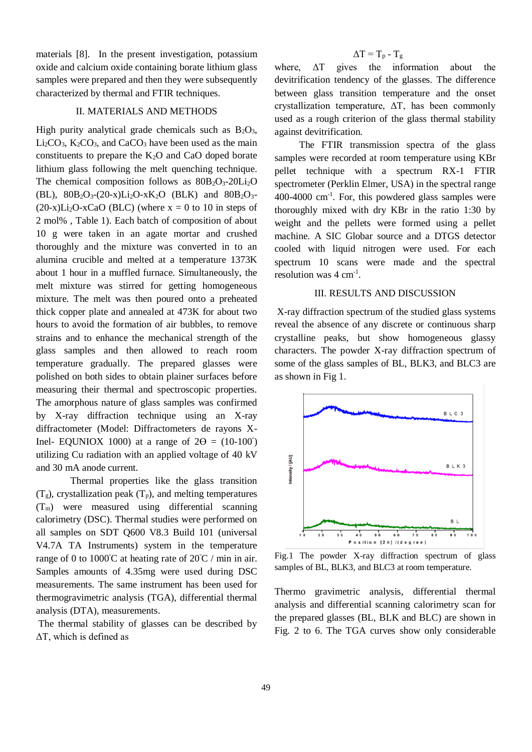materials [8]. In the present investigation, potassium oxide and calcium oxide containing borate lithium glass samples were prepared and then they were subsequently characterized by thermal and FTIR techniques.

## II. MATERIALS AND METHODS

High purity analytical grade chemicals such as $B_2O_3$, $Li_2CO_3$, $K_2CO_3$, and $CaCO_3$ have been used as the main constituents to prepare the $K_2O$ and CaO doped borate lithium glass following the melt quenching technique. The chemical composition follows as $80B_2O_3$-$20Li_2O$ (BL), $80B_2O_3$-$(20\text{-}x)Li_2O$-$xK_2O$ (BLK) and $80B_2O_3$-$(20\text{-}x)Li_2O$-$x$CaO (BLC) (where x = 0 to 10 in steps of 2 mol% , Table 1). Each batch of composition of about 10 g were taken in an agate mortar and crushed thoroughly and the mixture was converted in to an alumina crucible and melted at a temperature 1373K about 1 hour in a muffled furnace. Simultaneously, the melt mixture was stirred for getting homogeneous mixture. The melt was then poured onto a preheated thick copper plate and annealed at 473K for about two hours to avoid the formation of air bubbles, to remove strains and to enhance the mechanical strength of the glass samples and then allowed to reach room temperature gradually. The prepared glasses were polished on both sides to obtain plainer surfaces before measuring their thermal and spectroscopic properties. The amorphous nature of glass samples was confirmed by X-ray diffraction technique using an X-ray diffractometer (Model: Diffractometers de rayons X-Inel- EQUNIOX 1000) at a range of $2\Theta$ = (10-100$^{\circ}$) utilizing Cu radiation with an applied voltage of 40 kV and 30 mA anode current.

Thermal properties like the glass transition ($T_g$), crystallization peak ($T_p$), and melting temperatures ($T_m$) were measured using differential scanning calorimetry (DSC). Thermal studies were performed on all samples on SDT Q600 V8.3 Build 101 (universal V4.7A TA Instruments) system in the temperature range of 0 to 1000$^{\circ}$C at heating rate of 20$^{\circ}$C / min in air. Samples amounts of 4.35mg were used during DSC measurements. The same instrument has been used for thermogravimetric analysis (TGA), differential thermal analysis (DTA), measurements.

The thermal stability of glasses can be described by $\Delta T$, which is defined as

$$\Delta T = T_p - T_g$$

where, $\Delta T$ gives the information about the devitrification tendency of the glasses. The difference between glass transition temperature and the onset crystallization temperature, $\Delta T$, has been commonly used as a rough criterion of the glass thermal stability against devitrification.

The FTIR transmission spectra of the glass samples were recorded at room temperature using KBr pellet technique with a spectrum RX-1 FTIR spectrometer (Perklin Elmer, USA) in the spectral range 400-4000 cm$^{-1}$. For, this powdered glass samples were thoroughly mixed with dry KBr in the ratio 1:30 by weight and the pellets were formed using a pellet machine. A SIC Globar source and a DTGS detector cooled with liquid nitrogen were used. For each spectrum 10 scans were made and the spectral resolution was 4 cm$^{-1}$.

## III. RESULTS AND DISCUSSION

X-ray diffraction spectrum of the studied glass systems reveal the absence of any discrete or continuous sharp crystalline peaks, but show homogeneous glassy characters. The powder X-ray diffraction spectrum of some of the glass samples of BL, BLK3, and BLC3 are as shown in Fig 1.

Fig.1 The powder X-ray diffraction spectrum of glass samples of BL, BLK3, and BLC3 at room temperature.

Thermo gravimetric analysis, differential thermal analysis and differential scanning calorimetry scan for the prepared glasses (BL, BLK and BLC) are shown in Fig. 2 to 6. The TGA curves show only considerable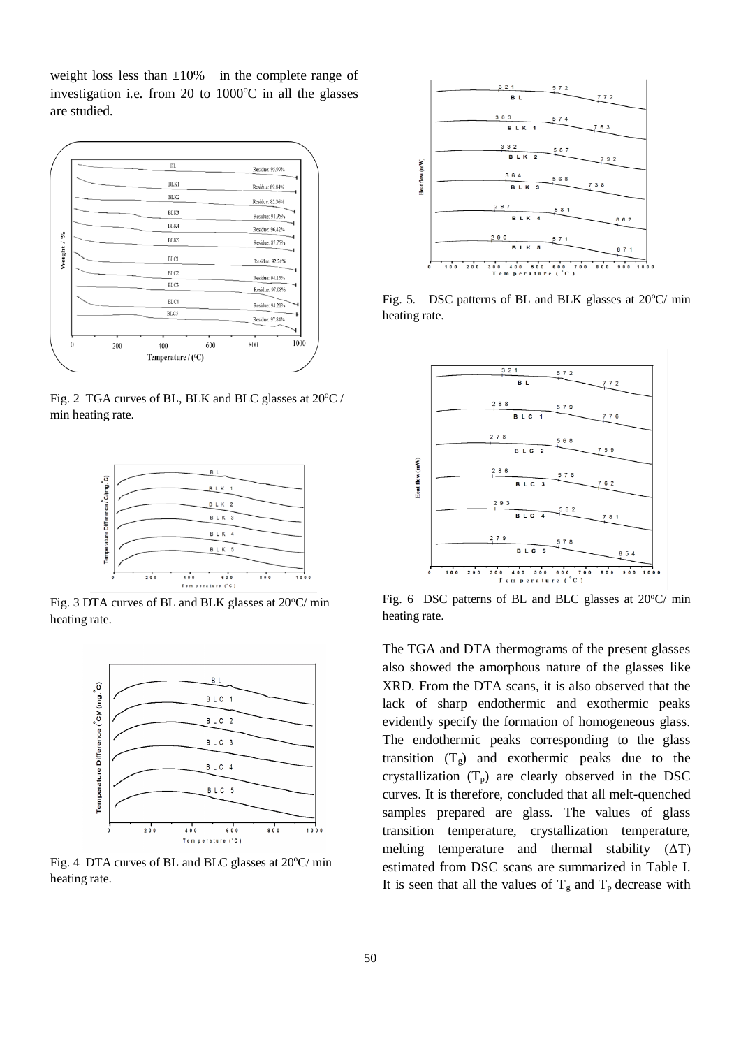weight loss less than ±10% in the complete range of investigation i.e. from 20 to 1000°C in all the glasses are studied.

Fig. 2 TGA curves of BL, BLK and BLC glasses at 20°C / min heating rate.

Fig. 3 DTA curves of BL and BLK glasses at 20°C/ min heating rate.

Fig. 4 DTA curves of BL and BLC glasses at 20°C/ min heating rate.

Fig. 5. DSC patterns of BL and BLK glasses at 20°C/ min heating rate.

Fig. 6 DSC patterns of BL and BLC glasses at 20°C/ min heating rate.

The TGA and DTA thermograms of the present glasses also showed the amorphous nature of the glasses like XRD. From the DTA scans, it is also observed that the lack of sharp endothermic and exothermic peaks evidently specify the formation of homogeneous glass. The endothermic peaks corresponding to the glass transition ($T_g$) and exothermic peaks due to the crystallization ($T_p$) are clearly observed in the DSC curves. It is therefore, concluded that all melt-quenched samples prepared are glass. The values of glass transition temperature, crystallization temperature, melting temperature and thermal stability ($\Delta T$) estimated from DSC scans are summarized in Table I. It is seen that all the values of $T_g$ and $T_p$ decrease with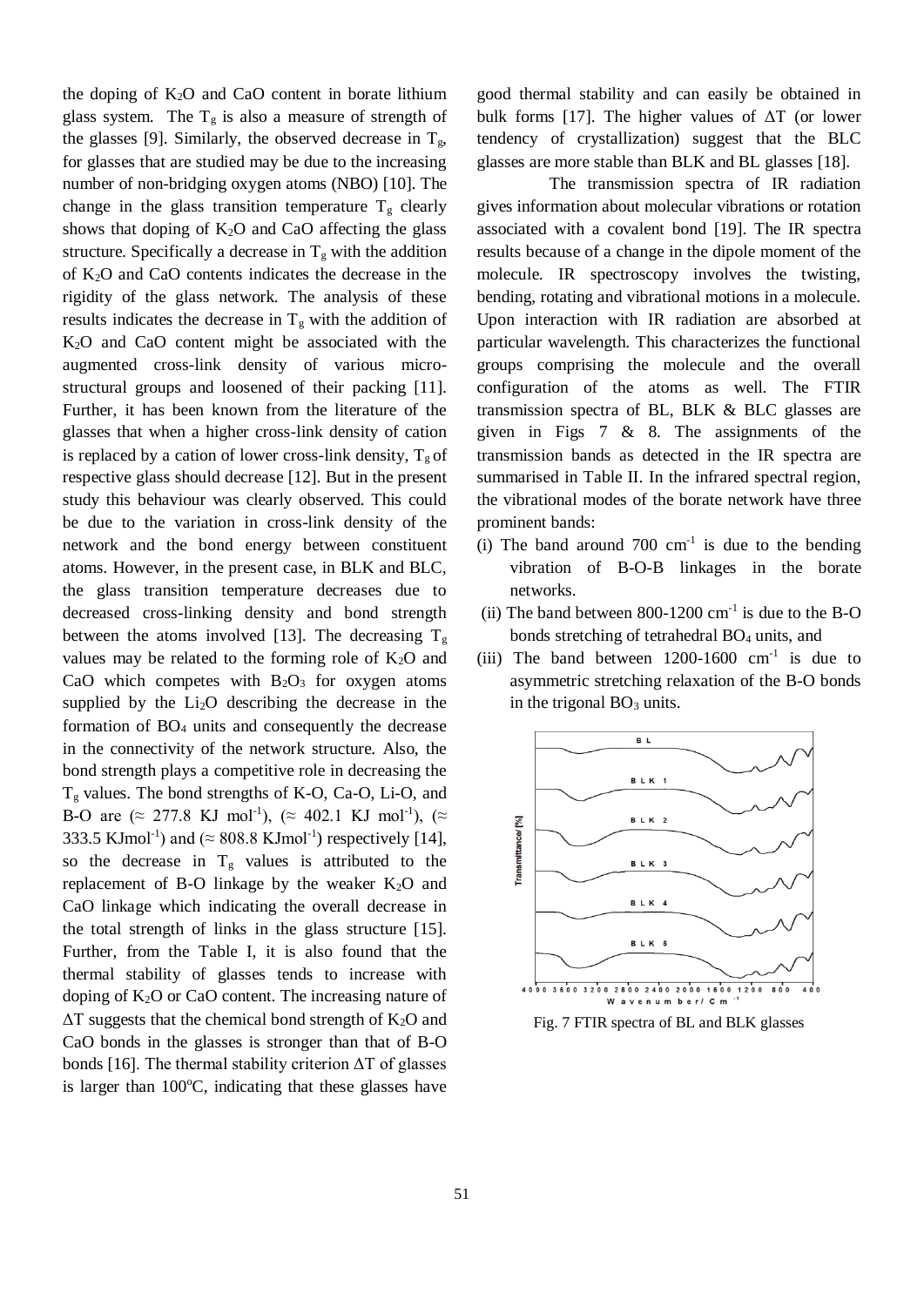the doping of $K_2O$ and CaO content in borate lithium glass system. The $T_g$ is also a measure of strength of the glasses [9]. Similarly, the observed decrease in $T_g$, for glasses that are studied may be due to the increasing number of non-bridging oxygen atoms (NBO) [10]. The change in the glass transition temperature $T_g$ clearly shows that doping of $K_2O$ and CaO affecting the glass structure. Specifically a decrease in $T_g$ with the addition of $K_2O$ and CaO contents indicates the decrease in the rigidity of the glass network. The analysis of these results indicates the decrease in $T_g$ with the addition of $K_2O$ and CaO content might be associated with the augmented cross-link density of various micro-structural groups and loosened of their packing [11]. Further, it has been known from the literature of the glasses that when a higher cross-link density of cation is replaced by a cation of lower cross-link density, $T_g$ of respective glass should decrease [12]. But in the present study this behaviour was clearly observed. This could be due to the variation in cross-link density of the network and the bond energy between constituent atoms. However, in the present case, in BLK and BLC, the glass transition temperature decreases due to decreased cross-linking density and bond strength between the atoms involved [13]. The decreasing $T_g$ values may be related to the forming role of $K_2O$ and CaO which competes with $B_2O_3$ for oxygen atoms supplied by the $Li_2O$ describing the decrease in the formation of $BO_4$ units and consequently the decrease in the connectivity of the network structure. Also, the bond strength plays a competitive role in decreasing the $T_g$ values. The bond strengths of K-O, Ca-O, Li-O, and B-O are ($\approx$ 277.8 KJ mol$^{-1}$), ($\approx$ 402.1 KJ mol$^{-1}$), ($\approx$ 333.5 KJmol$^{-1}$) and ($\approx$ 808.8 KJmol$^{-1}$) respectively [14], so the decrease in $T_g$ values is attributed to the replacement of B-O linkage by the weaker $K_2O$ and CaO linkage which indicating the overall decrease in the total strength of links in the glass structure [15]. Further, from the Table I, it is also found that the thermal stability of glasses tends to increase with doping of $K_2O$ or CaO content. The increasing nature of $\Delta T$ suggests that the chemical bond strength of $K_2O$ and CaO bonds in the glasses is stronger than that of B-O bonds [16]. The thermal stability criterion $\Delta T$ of glasses is larger than 100$^o$C, indicating that these glasses have good thermal stability and can easily be obtained in bulk forms [17]. The higher values of $\Delta T$ (or lower tendency of crystallization) suggest that the BLC glasses are more stable than BLK and BL glasses [18].

The transmission spectra of IR radiation gives information about molecular vibrations or rotation associated with a covalent bond [19]. The IR spectra results because of a change in the dipole moment of the molecule. IR spectroscopy involves the twisting, bending, rotating and vibrational motions in a molecule. Upon interaction with IR radiation are absorbed at particular wavelength. This characterizes the functional groups comprising the molecule and the overall configuration of the atoms as well. The FTIR transmission spectra of BL, BLK & BLC glasses are given in Figs 7 & 8. The assignments of the transmission bands as detected in the IR spectra are summarised in Table II. In the infrared spectral region, the vibrational modes of the borate network have three prominent bands:

(i) The band around 700 cm$^{-1}$ is due to the bending vibration of B-O-B linkages in the borate networks.

(ii) The band between 800-1200 cm$^{-1}$ is due to the B-O bonds stretching of tetrahedral $BO_4$ units, and

(iii) The band between 1200-1600 cm$^{-1}$ is due to asymmetric stretching relaxation of the B-O bonds in the trigonal $BO_3$ units.

Fig. 7 FTIR spectra of BL and BLK glasses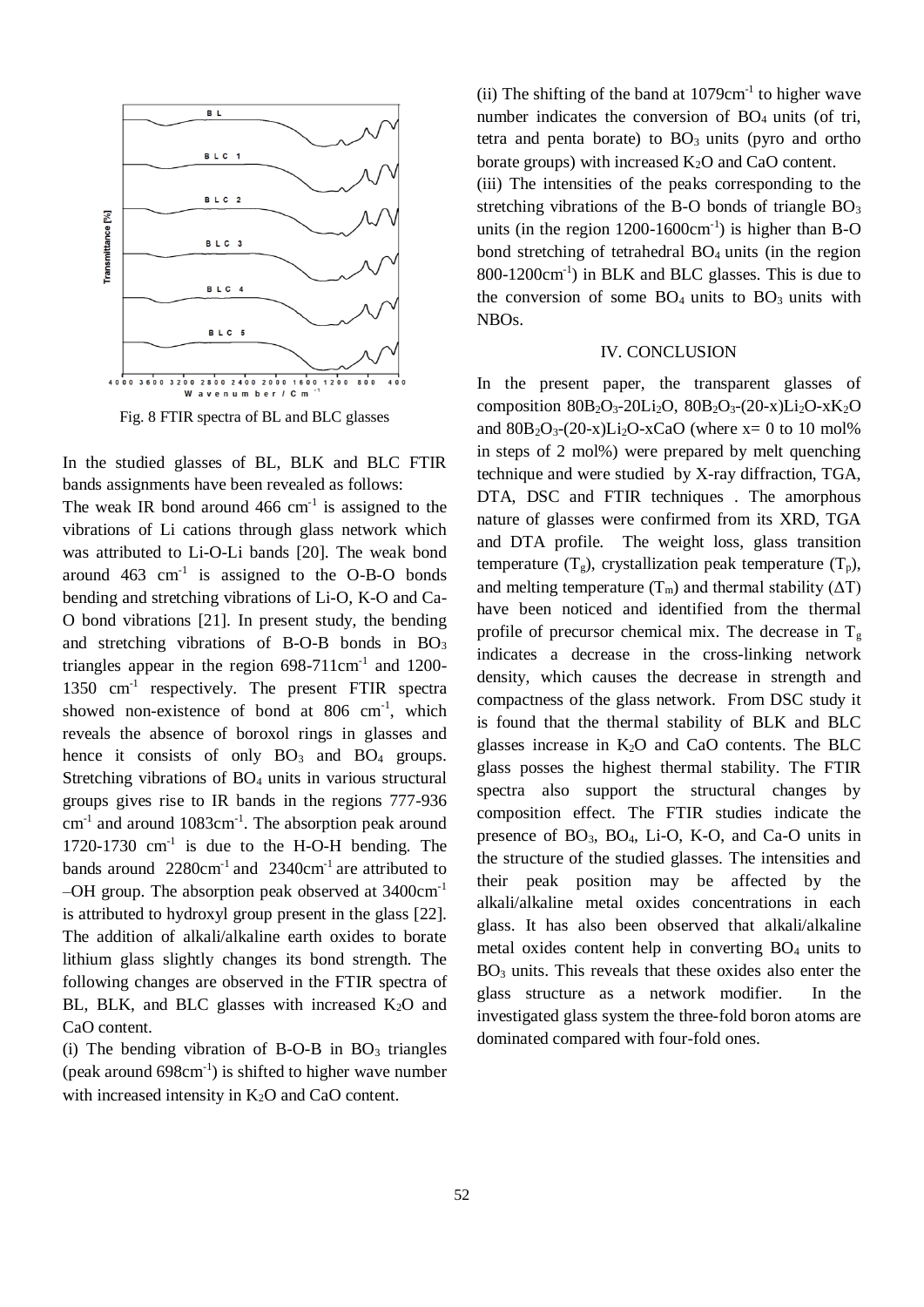Fig. 8 FTIR spectra of BL and BLC glasses

In the studied glasses of BL, BLK and BLC FTIR bands assignments have been revealed as follows:

The weak IR bond around 466 $cm^{-1}$ is assigned to the vibrations of Li cations through glass network which was attributed to Li-O-Li bands [20]. The weak bond around 463 $cm^{-1}$ is assigned to the O-B-O bonds bending and stretching vibrations of Li-O, K-O and Ca-O bond vibrations [21]. In present study, the bending and stretching vibrations of B-O-B bonds in $BO_3$ triangles appear in the region 698-711$cm^{-1}$ and 1200-1350 $cm^{-1}$ respectively. The present FTIR spectra showed non-existence of bond at 806 $cm^{-1}$, which reveals the absence of boroxol rings in glasses and hence it consists of only $BO_3$ and $BO_4$ groups. Stretching vibrations of $BO_4$ units in various structural groups gives rise to IR bands in the regions 777-936 $cm^{-1}$ and around 1083$cm^{-1}$. The absorption peak around 1720-1730 $cm^{-1}$ is due to the H-O-H bending. The bands around 2280$cm^{-1}$ and 2340$cm^{-1}$ are attributed to –OH group. The absorption peak observed at 3400$cm^{-1}$ is attributed to hydroxyl group present in the glass [22]. The addition of alkali/alkaline earth oxides to borate lithium glass slightly changes its bond strength. The following changes are observed in the FTIR spectra of BL, BLK, and BLC glasses with increased $K_2O$ and CaO content.

(i) The bending vibration of B-O-B in $BO_3$ triangles (peak around 698$cm^{-1}$) is shifted to higher wave number with increased intensity in $K_2O$ and CaO content.

(ii) The shifting of the band at 1079$cm^{-1}$ to higher wave number indicates the conversion of $BO_4$ units (of tri, tetra and penta borate) to $BO_3$ units (pyro and ortho borate groups) with increased $K_2O$ and CaO content.

(iii) The intensities of the peaks corresponding to the stretching vibrations of the B-O bonds of triangle $BO_3$ units (in the region 1200-1600$cm^{-1}$) is higher than B-O bond stretching of tetrahedral $BO_4$ units (in the region 800-1200$cm^{-1}$) in BLK and BLC glasses. This is due to the conversion of some $BO_4$ units to $BO_3$ units with NBOs.

## IV. CONCLUSION

In the present paper, the transparent glasses of composition $80B_2O_3$-$20Li_2O$, $80B_2O_3$-$(20-x)Li_2O$-$xK_2O$ and $80B_2O_3$-$(20-x)Li_2O$-xCaO (where x= 0 to 10 mol% in steps of 2 mol%) were prepared by melt quenching technique and were studied by X-ray diffraction, TGA, DTA, DSC and FTIR techniques . The amorphous nature of glasses were confirmed from its XRD, TGA and DTA profile. The weight loss, glass transition temperature ($T_g$), crystallization peak temperature ($T_p$), and melting temperature ($T_m$) and thermal stability ($\Delta T$) have been noticed and identified from the thermal profile of precursor chemical mix. The decrease in $T_g$ indicates a decrease in the cross-linking network density, which causes the decrease in strength and compactness of the glass network. From DSC study it is found that the thermal stability of BLK and BLC glasses increase in $K_2O$ and CaO contents. The BLC glass posses the highest thermal stability. The FTIR spectra also support the structural changes by composition effect. The FTIR studies indicate the presence of $BO_3$, $BO_4$, Li-O, K-O, and Ca-O units in the structure of the studied glasses. The intensities and their peak position may be affected by the alkali/alkaline metal oxides concentrations in each glass. It has also been observed that alkali/alkaline metal oxides content help in converting $BO_4$ units to $BO_3$ units. This reveals that these oxides also enter the glass structure as a network modifier. In the investigated glass system the three-fold boron atoms are dominated compared with four-fold ones.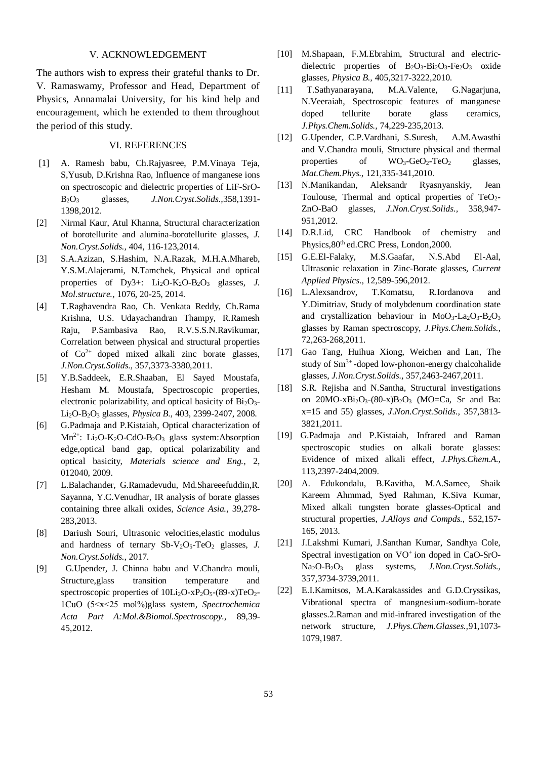## V. ACKNOWLEDGEMENT

The authors wish to express their grateful thanks to Dr. V. Ramaswamy, Professor and Head, Department of Physics, Annamalai University, for his kind help and encouragement, which he extended to them throughout the period of this study.

## VI. REFERENCES

[1] A. Ramesh babu, Ch.Rajyasree, P.M.Vinaya Teja, S,Yusub, D.Krishna Rao, Influence of manganese ions on spectroscopic and dielectric properties of LiF-SrO-$B_2O_3$ glasses, *J.Non.Cryst.Solids.*,358,1391-1398,2012.

[2] Nirmal Kaur, Atul Khanna, Structural characterization of borotellurite and alumina-borotellurite glasses, *J. Non.Cryst.Solids.*, 404, 116-123,2014.

[3] S.A.Azizan, S.Hashim, N.A.Razak, M.H.A.Mhareb, Y.S.M.Alajerami, N.Tamchek, Physical and optical properties of Dy3+: $Li_2O$-$K_2O$-$B_2O_3$ glasses, *J. Mol.structure.*, 1076, 20-25, 2014.

[4] T.Raghavendra Rao, Ch. Venkata Reddy, Ch.Rama Krishna, U.S. Udayachandran Thampy, R.Ramesh Raju, P.Sambasiva Rao, R.V.S.S.N.Ravikumar, Correlation between physical and structural properties of $Co^{2+}$ doped mixed alkali zinc borate glasses, *J.Non.Cryst.Solids.*, 357,3373-3380,2011.

[5] Y.B.Saddeek, E.R.Shaaban, El Sayed Moustafa, Hesham M. Moustafa, Spectroscopic properties, electronic polarizability, and optical basicity of $Bi_2O_3$-$Li_2O$-$B_2O_3$ glasses, *Physica B.*, 403, 2399-2407, 2008.

[6] G.Padmaja and P.Kistaiah, Optical characterization of $Mn^{2+}$: $Li_2O$-$K_2O$-CdO-$B_2O_3$ glass system:Absorption edge,optical band gap, optical polarizability and optical basicity, *Materials science and Eng.*, 2, 012040, 2009.

[7] L.Balachander, G.Ramadevudu, Md.Shareeefuddin,R. Sayanna, Y.C.Venudhar, IR analysis of borate glasses containing three alkali oxides, *Science Asia.*, 39,278-283,2013.

[8] Dariush Souri, Ultrasonic velocities,elastic modulus and hardness of ternary Sb-$V_2O_5$-$TeO_2$ glasses, *J. Non.Cryst.Solids.*, 2017.

[9] G.Upender, J. Chinna babu and V.Chandra mouli, Structure,glass transition temperature and spectroscopic properties of $10Li_2O$-$xP_2O_5$-$(89-x)TeO_2$-1CuO (5<x<25 mol%)glass system, *Spectrochemica Acta Part A:Mol.&Biomol.Spectroscopy.*, 89,39-45,2012.

[10] M.Shapaan, F.M.Ebrahim, Structural and electric-dielectric properties of $B_2O_3$-$Bi_2O_3$-$Fe_2O_3$ oxide glasses, *Physica B.*, 405,3217-3222,2010.

[11] T.Sathyanarayana, M.A.Valente, G.Nagarjuna, N.Veeraiah, Spectroscopic features of manganese doped tellurite borate glass ceramics, *J.Phys.Chem.Solids.*, 74,229-235,2013.

[12] G.Upender, C.P.Vardhani, S.Suresh, A.M.Awasthi and V.Chandra mouli, Structure physical and thermal properties of $WO_3$-$GeO_2$-$TeO_2$ glasses, *Mat.Chem.Phys.*, 121,335-341,2010.

[13] N.Manikandan, Aleksandr Ryasnyanskiy, Jean Toulouse, Thermal and optical properties of $TeO_2$-ZnO-BaO glasses, *J.Non.Cryst.Solids.*, 358,947-951,2012.

[14] D.R.Lid, CRC Handbook of chemistry and Physics,80th ed.CRC Press, London,2000.

[15] G.E.El-Falaky, M.S.Gaafar, N.S.Abd El-Aal, Ultrasonic relaxation in Zinc-Borate glasses, *Current Applied Physics.*, 12,589-596,2012.

[16] L.Alexsandrov, T.Komatsu, R.Iordanova and Y.Dimitriav, Study of molybdenum coordination state and crystallization behaviour in $MoO_3$-$La_2O_3$-$B_2O_3$ glasses by Raman spectroscopy, *J.Phys.Chem.Solids.*, 72,263-268,2011.

[17] Gao Tang, Huihua Xiong, Weichen and Lan, The study of $Sm^{3+}$-doped low-phonon-energy chalcohalide glasses, *J.Non.Cryst.Solids.*, 357,2463-2467,2011.

[18] S.R. Rejisha and N.Santha, Structural investigations on 20MO-$xBi_2O_3$-$(80-x)B_2O_3$ (MO=Ca, Sr and Ba: x=15 and 55) glasses, *J.Non.Cryst.Solids.*, 357,3813-3821,2011.

[19] G.Padmaja and P.Kistaiah, Infrared and Raman spectroscopic studies on alkali borate glasses: Evidence of mixed alkali effect, *J.Phys.Chem.A.*, 113,2397-2404,2009.

[20] A. Edukondalu, B.Kavitha, M.A.Samee, Shaik Kareem Ahmmad, Syed Rahman, K.Siva Kumar, Mixed alkali tungsten borate glasses-Optical and structural properties, *J.Alloys and Compds.*, 552,157-165, 2013.

[21] J.Lakshmi Kumari, J.Santhan Kumar, Sandhya Cole, Spectral investigation on $VO^{+}$ ion doped in CaO-SrO-$Na_2O$-$B_2O_3$ glass systems, *J.Non.Cryst.Solids.*, 357,3734-3739,2011.

[22] E.I.Kamitsos, M.A.Karakassides and G.D.Cryssikas, Vibrational spectra of mangnesium-sodium-borate glasses.2.Raman and mid-infrared investigation of the network structure, *J.Phys.Chem.Glasses.*,91,1073-1079,1987.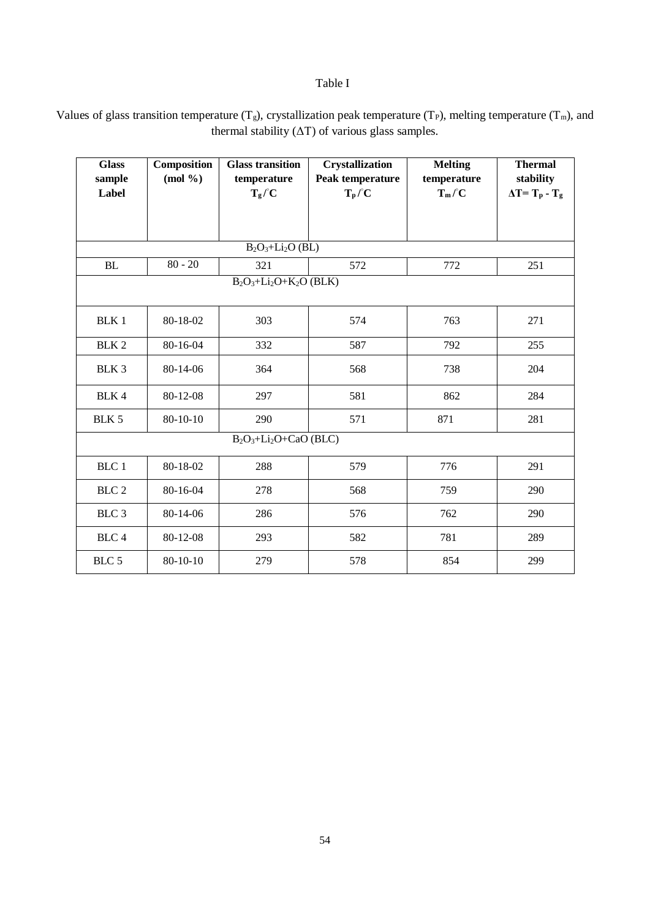Table I

Values of glass transition temperature ($T_g$), crystallization peak temperature ($T_P$), melting temperature ($T_m$), and thermal stability ($\Delta T$) of various glass samples.

| **Glass sample Label** | **Composition (mol %)** | **Glass transition temperature $T_g/^{\circ}C$** | **Crystallization Peak temperature $T_p/^{\circ}C$** | **Melting temperature $T_m/^{\circ}C$** | **Thermal stability $\Delta T = T_p - T_g$** |
|---|---|---|---|---|---|
| | | $B_2O_3$+$Li_2O$ (BL) | | | |
| BL | 80 - 20 | 321 | 572 | 772 | 251 |
| | | $B_2O_3$+$Li_2O$+$K_2O$ (BLK) | | | |
| BLK 1 | 80-18-02 | 303 | 574 | 763 | 271 |
| BLK 2 | 80-16-04 | 332 | 587 | 792 | 255 |
| BLK 3 | 80-14-06 | 364 | 568 | 738 | 204 |
| BLK 4 | 80-12-08 | 297 | 581 | 862 | 284 |
| BLK 5 | 80-10-10 | 290 | 571 | 871 | 281 |
| | | $B_2O_3$+$Li_2O$+CaO (BLC) | | | |
| BLC 1 | 80-18-02 | 288 | 579 | 776 | 291 |
| BLC 2 | 80-16-04 | 278 | 568 | 759 | 290 |
| BLC 3 | 80-14-06 | 286 | 576 | 762 | 290 |
| BLC 4 | 80-12-08 | 293 | 582 | 781 | 289 |
| BLC 5 | 80-10-10 | 279 | 578 | 854 | 299 |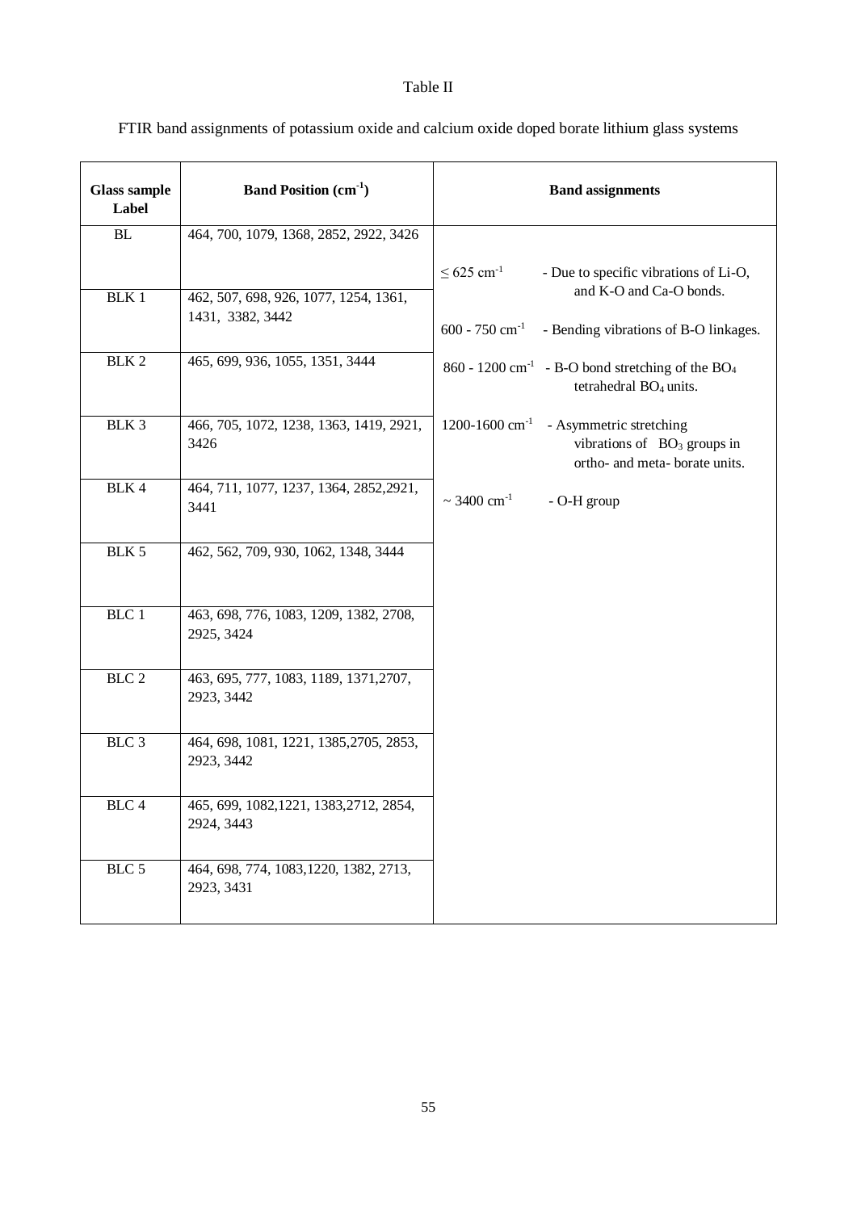Table II

FTIR band assignments of potassium oxide and calcium oxide doped borate lithium glass systems

| Glass sample Label | Band Position ($cm^{-1}$) | Band assignments |
|---|---|---|
| BL | 464, 700, 1079, 1368, 2852, 2922, 3426 | $\leq 625$ $cm^{-1}$ - Due to specific vibrations of Li-O, and K-O and Ca-O bonds. |
| BLK 1 | 462, 507, 698, 926, 1077, 1254, 1361, 1431, 3382, 3442 | 600 - 750 $cm^{-1}$ - Bending vibrations of B-O linkages. |
| BLK 2 | 465, 699, 936, 1055, 1351, 3444 | 860 - 1200 $cm^{-1}$ - B-O bond stretching of the $BO_4$ tetrahedral $BO_4$ units. |
| BLK 3 | 466, 705, 1072, 1238, 1363, 1419, 2921, 3426 | 1200-1600 $cm^{-1}$ - Asymmetric stretching vibrations of $BO_3$ groups in ortho- and meta- borate units. |
| BLK 4 | 464, 711, 1077, 1237, 1364, 2852,2921, 3441 | ~ 3400 $cm^{-1}$ - O-H group |
| BLK 5 | 462, 562, 709, 930, 1062, 1348, 3444 | |
| BLC 1 | 463, 698, 776, 1083, 1209, 1382, 2708, 2925, 3424 | |
| BLC 2 | 463, 695, 777, 1083, 1189, 1371,2707, 2923, 3442 | |
| BLC 3 | 464, 698, 1081, 1221, 1385,2705, 2853, 2923, 3442 | |
| BLC 4 | 465, 699, 1082,1221, 1383,2712, 2854, 2924, 3443 | |
| BLC 5 | 464, 698, 774, 1083,1220, 1382, 2713, 2923, 3431 | |